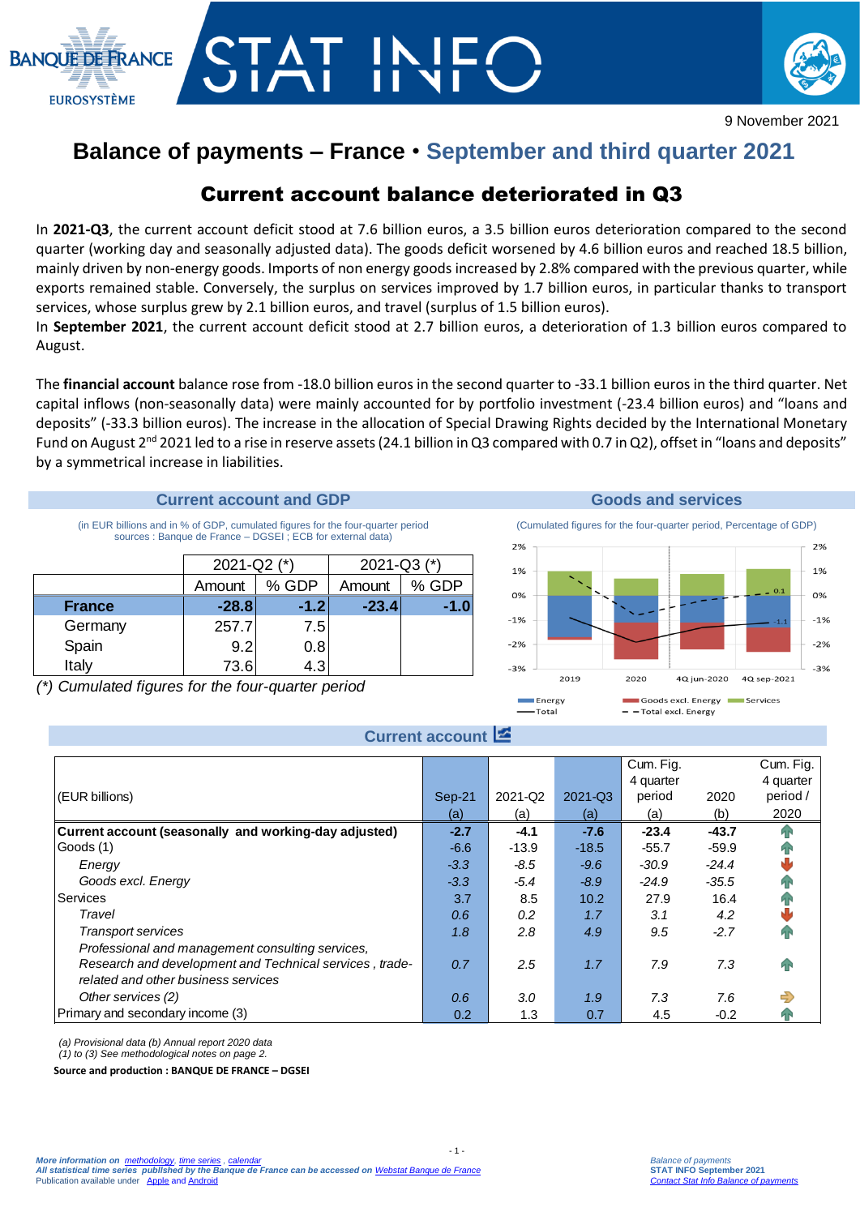# Balance of payments – France • September and third quarter 2021

## Current account balance deteriorated in Q3

In **2021-Q3**, the current account deficit stood at 7.6 billion euros, a 3.5 billion euros deterioration compared to the second quarter (working day and seasonally adjusted data). The goods deficit worsened by 4.6 billion euros and reached 18.5 billion, mainly driven by non-energy goods. Imports of non energy goods increased by 2.8% compared with the previous quarter, while exports remained stable. Conversely, the surplus on services improved by 1.7 billion euros, in particular thanks to transport services, whose surplus grew by 2.1 billion euros, and travel (surplus of 1.5 billion euros).

In **September 2021**, the current account deficit stood at 2.7 billion euros, a deterioration of 1.3 billion euros compared to August.

The **financial account** balance rose from -18.0 billion euros in the second quarter to -33.1 billion euros in the third quarter. Net capital inflows (non-seasonally data) were mainly accounted for by portfolio investment (-23.4 billion euros) and "loans and deposits" (-33.3 billion euros). The increase in the allocation of Special Drawing Rights decided by the International Monetary Fund on August 2nd 2021 led to a rise in reserve assets (24.1 billion in Q3 compared with 0.7 in Q2), offset in "loans and deposits" by a symmetrical increase in liabilities.

### Current account and GDP

(in EUR billions and in % of GDP, cumulated figures for the four-quarter period
sources : Banque de France – DGSEI ; ECB for external data)

| | 2021-Q2 (*) | | 2021-Q3 (*) | |
|---|---|---|---|---|
| | Amount | % GDP | Amount | % GDP |
| **France** | **-28.8** | **-1.2** | **-23.4** | **-1.0** |
| Germany | 257.7 | 7.5 | | |
| Spain | 9.2 | 0.8 | | |
| Italy | 73.6 | 4.3 | | |

*(\*) Cumulated figures for the four-quarter period*

### Goods and services

(Cumulated figures for the four-quarter period, Percentage of GDP)

Legend: Energy; Goods excl. Energy; Services; Total; Total excl. Energy
Categories: 2019; 2020; 4Q jun-2020; 4Q sep-2021
Labels: 0.1; -1.1

### Current account

| (EUR billions) | Sep-21 (a) | 2021-Q2 (a) | 2021-Q3 (a) | Cum. Fig. 4 quarter period (a) | 2020 (b) | Cum. Fig. 4 quarter period / 2020 |
|---|---|---|---|---|---|---|
| **Current account (seasonally and working-day adjusted)** | **-2.7** | **-4.1** | **-7.6** | **-23.4** | **-43.7** | ↑ |
| Goods (1) | -6.6 | -13.9 | -18.5 | -55.7 | -59.9 | ↑ |
| *Energy* | *-3.3* | *-8.5* | *-9.6* | *-30.9* | *-24.4* | ↓ |
| *Goods excl. Energy* | *-3.3* | *-5.4* | *-8.9* | *-24.9* | *-35.5* | ↑ |
| Services | 3.7 | 8.5 | 10.2 | 27.9 | 16.4 | ↑ |
| *Travel* | *0.6* | *0.2* | *1.7* | *3.1* | *4.2* | ↓ |
| *Transport services* | *1.8* | *2.8* | *4.9* | *9.5* | *-2.7* | ↑ |
| *Professional and management consulting services, Research and development and Technical services , trade-related and other business services* | *0.7* | *2.5* | *1.7* | *7.9* | *7.3* | ↑ |
| *Other services (2)* | *0.6* | *3.0* | *1.9* | *7.3* | *7.6* | ⇒ |
| Primary and secondary income (3) | 0.2 | 1.3 | 0.7 | 4.5 | -0.2 | ↑ |

*(a) Provisional data (b) Annual report 2020 data*
*(1) to (3) See methodological notes on page 2.*

**Source and production : BANQUE DE FRANCE – DGSEI**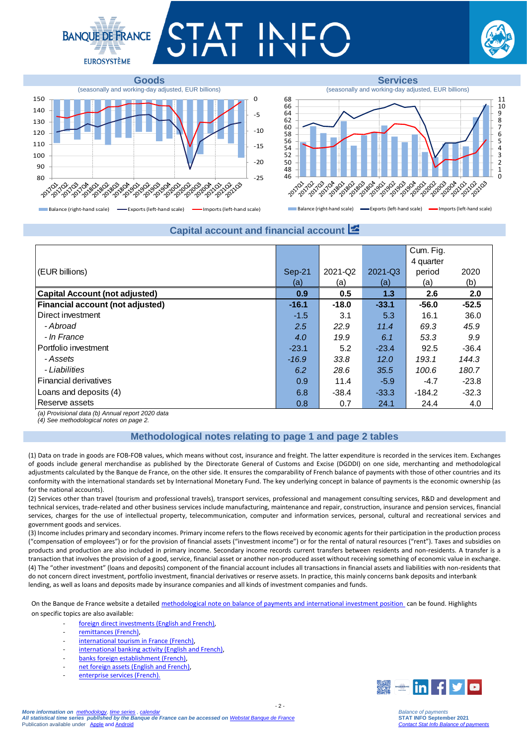## Goods

(seasonally and working-day adjusted, EUR billions)

150
140
130
120
110
100
90
80

0
-5
-10
-15
-20
-25

2017Q1 2017Q2 2017Q3 2017Q4 2018Q1 2018Q2 2018Q3 2018Q4 2019Q1 2019Q2 2019Q3 2019Q4 2020Q1 2020Q2 2020Q3 2020Q4 2021Q1 2021Q2 2021Q3

Balance (right-hand scale) — Exports (left-hand scale) — Imports (left-hand scale)

## Services

(seasonally and working-day adjusted, EUR billions)

68
66
64
62
60
58
56
54
52
50
48
46

11
10
9
8
7
6
5
4
3
2
1
0

2017Q1 2017Q2 2017Q3 2017Q4 2018Q1 2018Q2 2018Q3 2018Q4 2019Q1 2019Q2 2019Q3 2019Q4 2020Q1 2020Q2 2020Q3 2020Q4 2021Q1 2021Q2 2021Q3

Balance (right-hand scale) — Exports (left-hand scale) — Imports (left-hand scale)

## Capital account and financial account

| (EUR billions) | Sep-21 (a) | 2021-Q2 (a) | 2021-Q3 (a) | Cum. Fig. 4 quarter period (a) | 2020 (b) |
|---|---|---|---|---|---|
| **Capital Account (not adjusted)** | **0.9** | **0.5** | **1.3** | **2.6** | **2.0** |
| **Financial account (not adjusted)** | **-16.1** | **-18.0** | **-33.1** | **-56.0** | **-52.5** |
| Direct investment | -1.5 | 3.1 | 5.3 | 16.1 | 36.0 |
| *- Abroad* | *2.5* | *22.9* | *11.4* | *69.3* | *45.9* |
| *- In France* | *4.0* | *19.9* | *6.1* | *53.3* | *9.9* |
| Portfolio investment | -23.1 | 5.2 | -23.4 | 92.5 | -36.4 |
| *- Assets* | *-16.9* | *33.8* | *12.0* | *193.1* | *144.3* |
| *- Liabilities* | *6.2* | *28.6* | *35.5* | *100.6* | *180.7* |
| Financial derivatives | 0.9 | 11.4 | -5.9 | -4.7 | -23.8 |
| Loans and deposits (4) | 6.8 | -38.4 | -33.3 | -184.2 | -32.3 |
| Reserve assets | 0.8 | 0.7 | 24.1 | 24.4 | 4.0 |

*(a) Provisional data (b) Annual report 2020 data*
*(4) See methodological notes on page 2.*

## Methodological notes relating to page 1 and page 2 tables

(1) Data on trade in goods are FOB-FOB values, which means without cost, insurance and freight. The latter expenditure is recorded in the services item. Exchanges of goods include general merchandise as published by the Directorate General of Customs and Excise (DGDDI) on one side, merchanting and methodological adjustments calculated by the Banque de France, on the other side. It ensures the comparability of French balance of payments with those of other countries and its conformity with the international standards set by International Monetary Fund. The key underlying concept in balance of payments is the economic ownership (as for the national accounts).

(2) Services other than travel (tourism and professional travels), transport services, professional and management consulting services, R&D and development and technical services, trade-related and other business services include manufacturing, maintenance and repair, construction, insurance and pension services, financial services, charges for the use of intellectual property, telecommunication, computer and information services, personal, cultural and recreational services and government goods and services.

(3) Income includes primary and secondary incomes. Primary income refers to the flows received by economic agents for their participation in the production process ("compensation of employees") or for the provision of financial assets ("investment income") or for the rental of natural resources ("rent"). Taxes and subsidies on products and production are also included in primary income. Secondary income records current transfers between residents and non-residents. A transfer is a transaction that involves the provision of a good, service, financial asset or another non-produced asset without receiving something of economic value in exchange.

(4) The "other investment" (loans and deposits) component of the financial account includes all transactions in financial assets and liabilities with non-residents that do not concern direct investment, portfolio investment, financial derivatives or reserve assets. In practice, this mainly concerns bank deposits and interbank lending, as well as loans and deposits made by insurance companies and all kinds of investment companies and funds.

On the Banque de France website a detailed methodological note on balance of payments and international investment position can be found. Highlights on specific topics are also available:

- foreign direct investments (English and French),
- remittances (French),
- international tourism in France (French),
- international banking activity (English and French),
- banks foreign establishment (French),
- net foreign assets (English and French),
- enterprise services (French).

*More information on methodology, time series, calendar*
*All statistical time series published by the Banque de France can be accessed on Webstat Banque de France*
Publication available under Apple and Android

*Balance of payments*
**STAT INFO September 2021**
*Contact Stat Info Balance of payments*